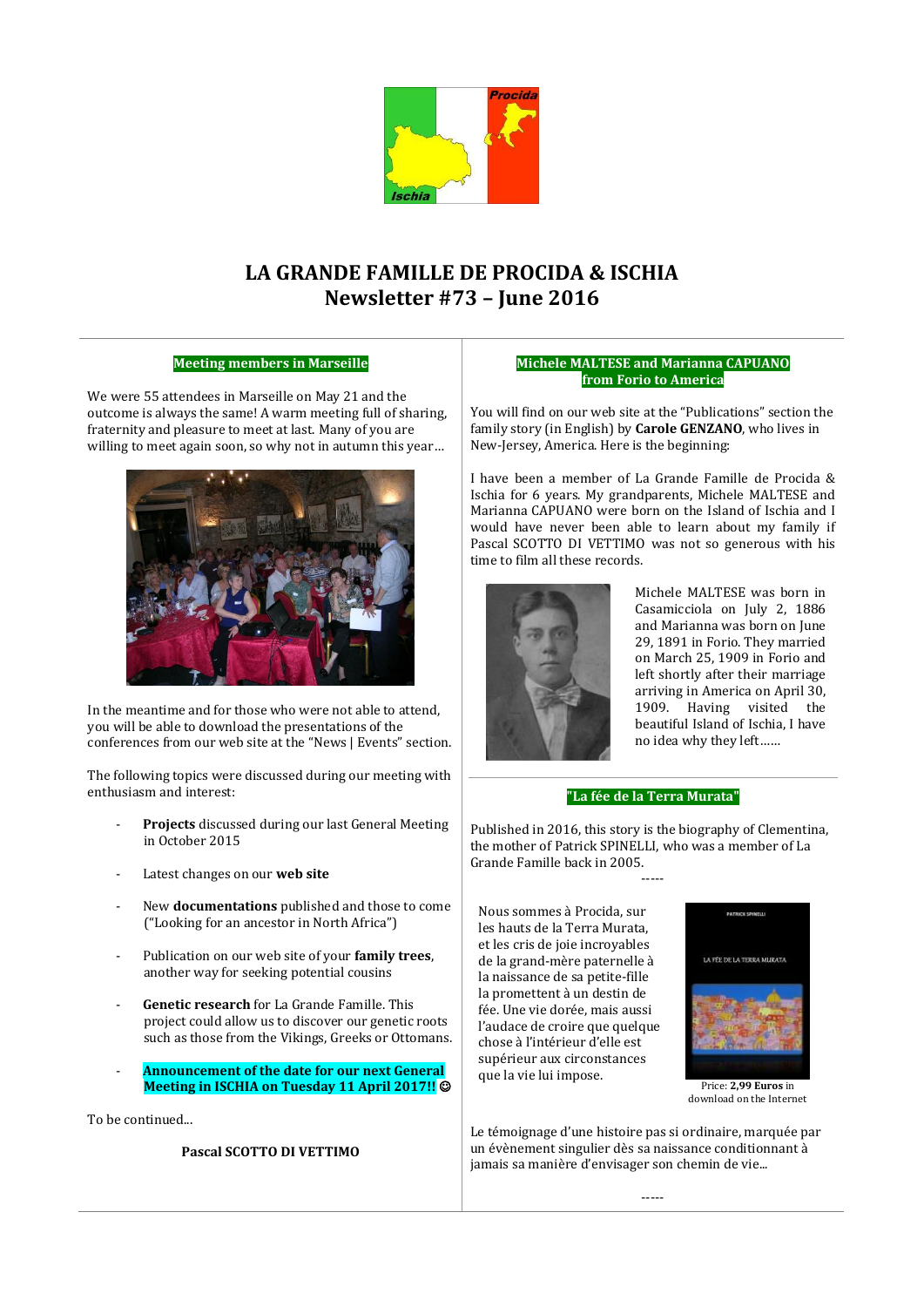# LA GRANDE FAMILLE DE PROCIDA & ISCHIA
## Newsletter #73 – June 2016

### Meeting members in Marseille

We were 55 attendees in Marseille on May 21 and the outcome is always the same! A warm meeting full of sharing, fraternity and pleasure to meet at last. Many of you are willing to meet again soon, so why not in autumn this year…

In the meantime and for those who were not able to attend, you will be able to download the presentations of the conferences from our web site at the "News | Events" section.

The following topics were discussed during our meeting with enthusiasm and interest:

- **Projects** discussed during our last General Meeting in October 2015
- Latest changes on our **web site**
- New **documentations** published and those to come ("Looking for an ancestor in North Africa")
- Publication on our web site of your **family trees**, another way for seeking potential cousins
- **Genetic research** for La Grande Famille. This project could allow us to discover our genetic roots such as those from the Vikings, Greeks or Ottomans.
- **Announcement of the date for our next General Meeting in ISCHIA on Tuesday 11 April 2017!!** ☺

To be continued...

**Pascal SCOTTO DI VETTIMO**

### Michele MALTESE and Marianna CAPUANO from Forio to America

You will find on our web site at the "Publications" section the family story (in English) by **Carole GENZANO**, who lives in New-Jersey, America. Here is the beginning:

I have been a member of La Grande Famille de Procida & Ischia for 6 years. My grandparents, Michele MALTESE and Marianna CAPUANO were born on the Island of Ischia and I would have never been able to learn about my family if Pascal SCOTTO DI VETTIMO was not so generous with his time to film all these records.

Michele MALTESE was born in Casamicciola on July 2, 1886 and Marianna was born on June 29, 1891 in Forio. They married on March 25, 1909 in Forio and left shortly after their marriage arriving in America on April 30, 1909. Having visited the beautiful Island of Ischia, I have no idea why they left……

### "La fée de la Terra Murata"

Published in 2016, this story is the biography of Clementina, the mother of Patrick SPINELLI, who was a member of La Grande Famille back in 2005.

-----

Nous sommes à Procida, sur les hauts de la Terra Murata, et les cris de joie incroyables de la grand-mère paternelle à la naissance de sa petite-fille la promettent à un destin de fée. Une vie dorée, mais aussi l'audace de croire que quelque chose à l'intérieur d'elle est supérieur aux circonstances que la vie lui impose.

Price: **2,99 Euros** in download on the Internet

Le témoignage d'une histoire pas si ordinaire, marquée par un évènement singulier dès sa naissance conditionnant à jamais sa manière d'envisager son chemin de vie...

-----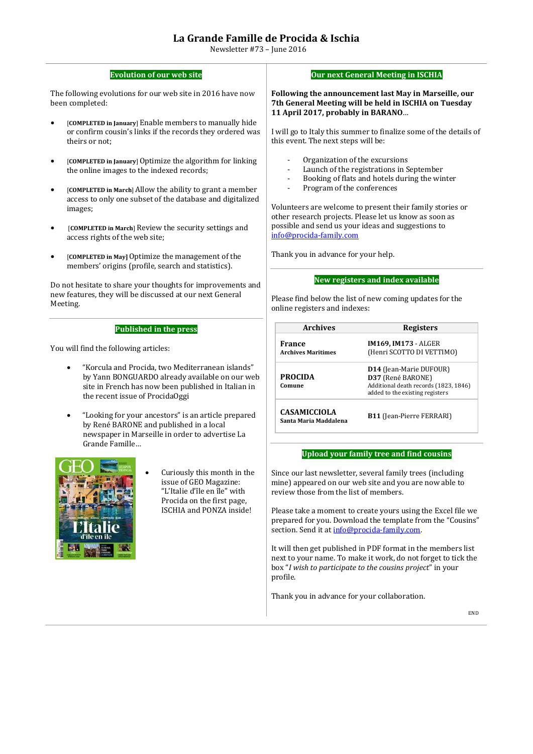# La Grande Famille de Procida & Ischia

Newsletter #73 – June 2016

## Evolution of our web site

The following evolutions for our web site in 2016 have now been completed:

- [**COMPLETED in January**] Enable members to manually hide or confirm cousin's links if the records they ordered was theirs or not;
- [**COMPLETED in January**] Optimize the algorithm for linking the online images to the indexed records;
- [**COMPLETED in March**] Allow the ability to grant a member access to only one subset of the database and digitalized images;
- [**COMPLETED in March**] Review the security settings and access rights of the web site;
- [**COMPLETED in May**] Optimize the management of the members' origins (profile, search and statistics).

Do not hesitate to share your thoughts for improvements and new features, they will be discussed at our next General Meeting.

## Published in the press

You will find the following articles:

- "Korcula and Procida, two Mediterranean islands" by Yann BONGUARDO already available on our web site in French has now been published in Italian in the recent issue of ProcidaOggi
- "Looking for your ancestors" is an article prepared by René BARONE and published in a local newspaper in Marseille in order to advertise La Grande Famille…
- Curiously this month in the issue of GEO Magazine: "L'Italie d'île en île" with Procida on the first page, ISCHIA and PONZA inside!

## Our next General Meeting in ISCHIA

**Following the announcement last May in Marseille, our 7th General Meeting will be held in ISCHIA on Tuesday 11 April 2017, probably in BARANO**…

I will go to Italy this summer to finalize some of the details of this event. The next steps will be:

- Organization of the excursions
- Launch of the registrations in September
- Booking of flats and hotels during the winter
- Program of the conferences

Volunteers are welcome to present their family stories or other research projects. Please let us know as soon as possible and send us your ideas and suggestions to info@procida-family.com

Thank you in advance for your help.

## New registers and index available

Please find below the list of new coming updates for the online registers and indexes:

| Archives | Registers |
|---|---|
| **France** **Archives Maritimes** | **IM169, IM173** - ALGER (Henri SCOTTO DI VETTIMO) |
| **PROCIDA** **Comune** | **D14** (Jean-Marie DUFOUR) **D37** (René BARONE) Additional death records (1823, 1846) added to the existing registers |
| **CASAMICCIOLA** **Santa Maria Maddalena** | **B11** (Jean-Pierre FERRARI) |

## Upload your family tree and find cousins

Since our last newsletter, several family trees (including mine) appeared on our web site and you are now able to review those from the list of members.

Please take a moment to create yours using the Excel file we prepared for you. Download the template from the "Cousins" section. Send it at info@procida-family.com.

It will then get published in PDF format in the members list next to your name. To make it work, do not forget to tick the box "*I wish to participate to the cousins project*" in your profile.

Thank you in advance for your collaboration.

END